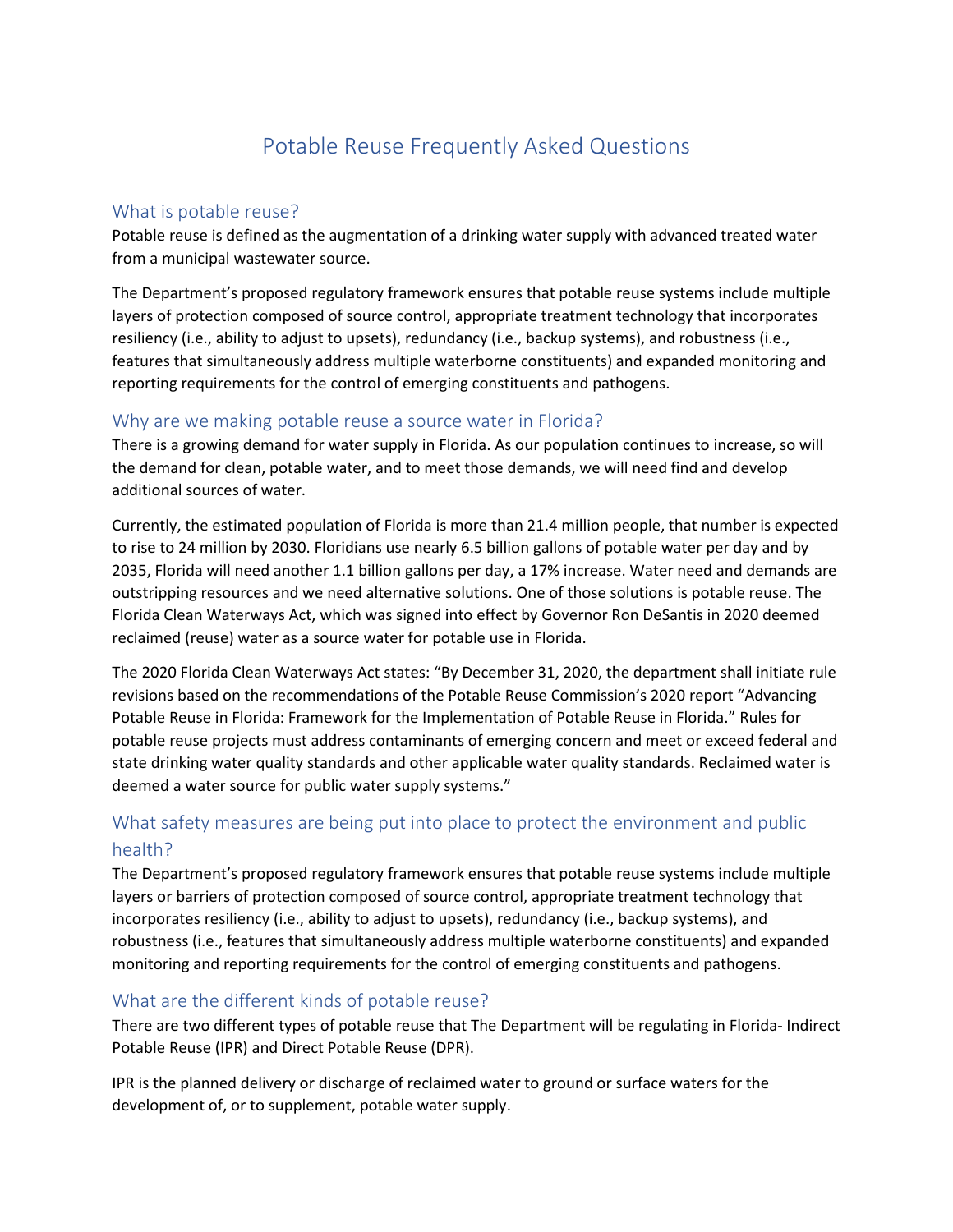# Potable Reuse Frequently Asked Questions

## What is potable reuse?

Potable reuse is defined as the augmentation of a drinking water supply with advanced treated water from a municipal wastewater source.

The Department's proposed regulatory framework ensures that potable reuse systems include multiple layers of protection composed of source control, appropriate treatment technology that incorporates resiliency (i.e., ability to adjust to upsets), redundancy (i.e., backup systems), and robustness (i.e., features that simultaneously address multiple waterborne constituents) and expanded monitoring and reporting requirements for the control of emerging constituents and pathogens.

## Why are we making potable reuse a source water in Florida?

There is a growing demand for water supply in Florida. As our population continues to increase, so will the demand for clean, potable water, and to meet those demands, we will need find and develop additional sources of water.

Currently, the estimated population of Florida is more than 21.4 million people, that number is expected to rise to 24 million by 2030. Floridians use nearly 6.5 billion gallons of potable water per day and by 2035, Florida will need another 1.1 billion gallons per day, a 17% increase. Water need and demands are outstripping resources and we need alternative solutions. One of those solutions is potable reuse. The Florida Clean Waterways Act, which was signed into effect by Governor Ron DeSantis in 2020 deemed reclaimed (reuse) water as a source water for potable use in Florida.

The 2020 Florida Clean Waterways Act states: "By December 31, 2020, the department shall initiate rule revisions based on the recommendations of the Potable Reuse Commission's 2020 report "Advancing Potable Reuse in Florida: Framework for the Implementation of Potable Reuse in Florida." Rules for potable reuse projects must address contaminants of emerging concern and meet or exceed federal and state drinking water quality standards and other applicable water quality standards. Reclaimed water is deemed a water source for public water supply systems."

## What safety measures are being put into place to protect the environment and public health?

The Department's proposed regulatory framework ensures that potable reuse systems include multiple layers or barriers of protection composed of source control, appropriate treatment technology that incorporates resiliency (i.e., ability to adjust to upsets), redundancy (i.e., backup systems), and robustness (i.e., features that simultaneously address multiple waterborne constituents) and expanded monitoring and reporting requirements for the control of emerging constituents and pathogens.

## What are the different kinds of potable reuse?

There are two different types of potable reuse that The Department will be regulating in Florida- Indirect Potable Reuse (IPR) and Direct Potable Reuse (DPR).

IPR is the planned delivery or discharge of reclaimed water to ground or surface waters for the development of, or to supplement, potable water supply.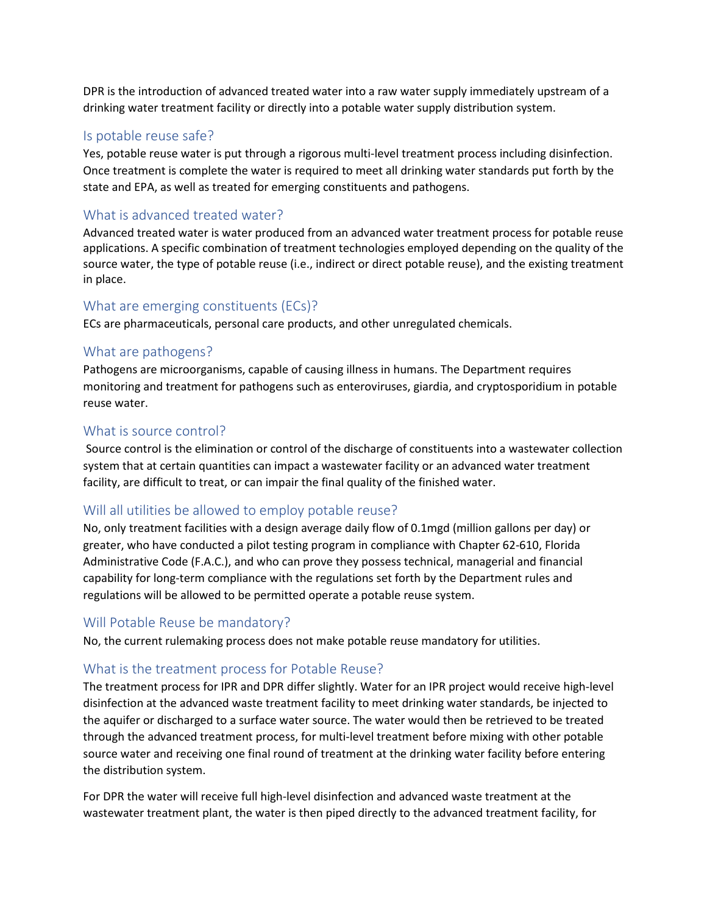DPR is the introduction of advanced treated water into a raw water supply immediately upstream of a drinking water treatment facility or directly into a potable water supply distribution system.

## Is potable reuse safe?

Yes, potable reuse water is put through a rigorous multi-level treatment process including disinfection. Once treatment is complete the water is required to meet all drinking water standards put forth by the state and EPA, as well as treated for emerging constituents and pathogens.

## What is advanced treated water?

Advanced treated water is water produced from an advanced water treatment process for potable reuse applications. A specific combination of treatment technologies employed depending on the quality of the source water, the type of potable reuse (i.e., indirect or direct potable reuse), and the existing treatment in place.

## What are emerging constituents (ECs)?

ECs are pharmaceuticals, personal care products, and other unregulated chemicals.

## What are pathogens?

Pathogens are microorganisms, capable of causing illness in humans. The Department requires monitoring and treatment for pathogens such as enteroviruses, giardia, and cryptosporidium in potable reuse water.

## What is source control?

Source control is the elimination or control of the discharge of constituents into a wastewater collection system that at certain quantities can impact a wastewater facility or an advanced water treatment facility, are difficult to treat, or can impair the final quality of the finished water.

## Will all utilities be allowed to employ potable reuse?

No, only treatment facilities with a design average daily flow of 0.1mgd (million gallons per day) or greater, who have conducted a pilot testing program in compliance with Chapter 62-610, Florida Administrative Code (F.A.C.), and who can prove they possess technical, managerial and financial capability for long-term compliance with the regulations set forth by the Department rules and regulations will be allowed to be permitted operate a potable reuse system.

## Will Potable Reuse be mandatory?

No, the current rulemaking process does not make potable reuse mandatory for utilities.

## What is the treatment process for Potable Reuse?

The treatment process for IPR and DPR differ slightly. Water for an IPR project would receive high-level disinfection at the advanced waste treatment facility to meet drinking water standards, be injected to the aquifer or discharged to a surface water source. The water would then be retrieved to be treated through the advanced treatment process, for multi-level treatment before mixing with other potable source water and receiving one final round of treatment at the drinking water facility before entering the distribution system.

For DPR the water will receive full high-level disinfection and advanced waste treatment at the wastewater treatment plant, the water is then piped directly to the advanced treatment facility, for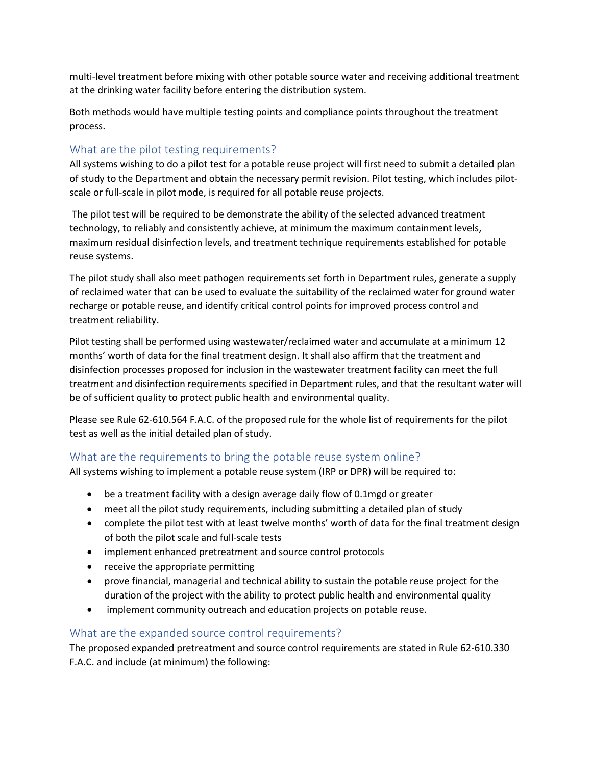multi-level treatment before mixing with other potable source water and receiving additional treatment at the drinking water facility before entering the distribution system.

Both methods would have multiple testing points and compliance points throughout the treatment process.

## What are the pilot testing requirements?

All systems wishing to do a pilot test for a potable reuse project will first need to submit a detailed plan of study to the Department and obtain the necessary permit revision. Pilot testing, which includes pilot-scale or full-scale in pilot mode, is required for all potable reuse projects.

The pilot test will be required to be demonstrate the ability of the selected advanced treatment technology, to reliably and consistently achieve, at minimum the maximum containment levels, maximum residual disinfection levels, and treatment technique requirements established for potable reuse systems.

The pilot study shall also meet pathogen requirements set forth in Department rules, generate a supply of reclaimed water that can be used to evaluate the suitability of the reclaimed water for ground water recharge or potable reuse, and identify critical control points for improved process control and treatment reliability.

Pilot testing shall be performed using wastewater/reclaimed water and accumulate at a minimum 12 months' worth of data for the final treatment design. It shall also affirm that the treatment and disinfection processes proposed for inclusion in the wastewater treatment facility can meet the full treatment and disinfection requirements specified in Department rules, and that the resultant water will be of sufficient quality to protect public health and environmental quality.

Please see Rule 62-610.564 F.A.C. of the proposed rule for the whole list of requirements for the pilot test as well as the initial detailed plan of study.

## What are the requirements to bring the potable reuse system online?

All systems wishing to implement a potable reuse system (IRP or DPR) will be required to:

- be a treatment facility with a design average daily flow of 0.1mgd or greater
- meet all the pilot study requirements, including submitting a detailed plan of study
- complete the pilot test with at least twelve months' worth of data for the final treatment design of both the pilot scale and full-scale tests
- implement enhanced pretreatment and source control protocols
- receive the appropriate permitting
- prove financial, managerial and technical ability to sustain the potable reuse project for the duration of the project with the ability to protect public health and environmental quality
- implement community outreach and education projects on potable reuse.

## What are the expanded source control requirements?

The proposed expanded pretreatment and source control requirements are stated in Rule 62-610.330 F.A.C. and include (at minimum) the following: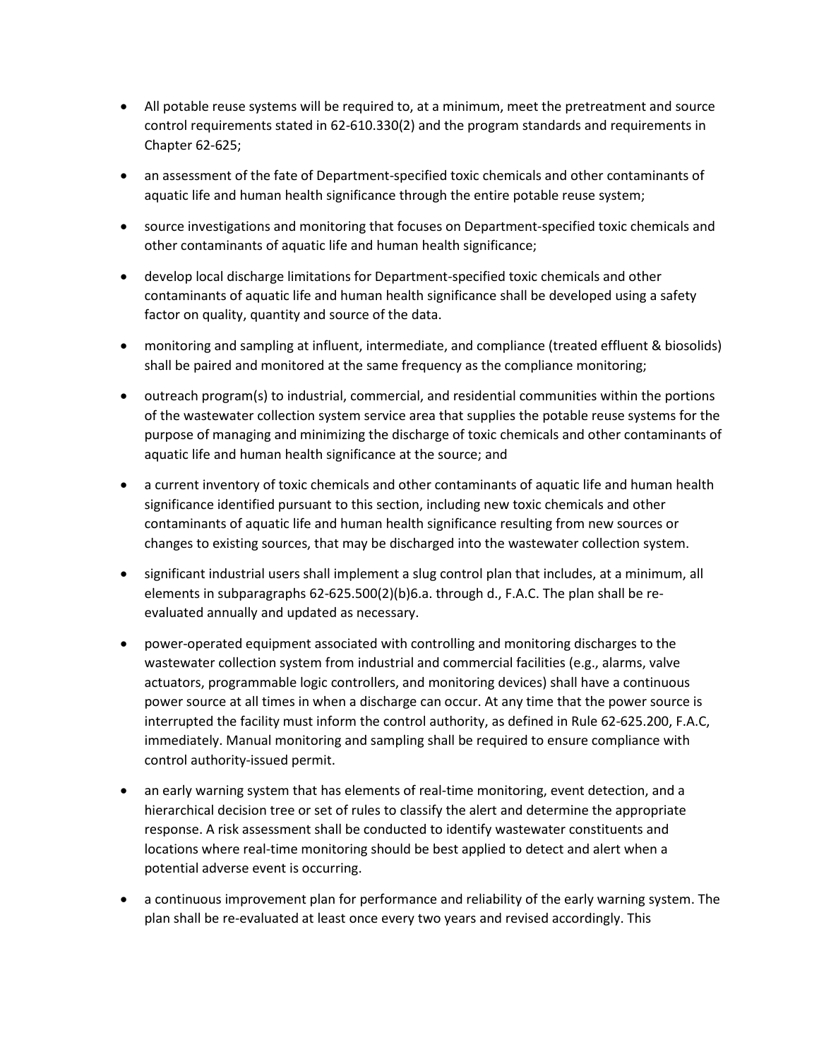- All potable reuse systems will be required to, at a minimum, meet the pretreatment and source control requirements stated in 62-610.330(2) and the program standards and requirements in Chapter 62-625;
- an assessment of the fate of Department-specified toxic chemicals and other contaminants of aquatic life and human health significance through the entire potable reuse system;
- source investigations and monitoring that focuses on Department-specified toxic chemicals and other contaminants of aquatic life and human health significance;
- develop local discharge limitations for Department-specified toxic chemicals and other contaminants of aquatic life and human health significance shall be developed using a safety factor on quality, quantity and source of the data.
- monitoring and sampling at influent, intermediate, and compliance (treated effluent & biosolids) shall be paired and monitored at the same frequency as the compliance monitoring;
- outreach program(s) to industrial, commercial, and residential communities within the portions of the wastewater collection system service area that supplies the potable reuse systems for the purpose of managing and minimizing the discharge of toxic chemicals and other contaminants of aquatic life and human health significance at the source; and
- a current inventory of toxic chemicals and other contaminants of aquatic life and human health significance identified pursuant to this section, including new toxic chemicals and other contaminants of aquatic life and human health significance resulting from new sources or changes to existing sources, that may be discharged into the wastewater collection system.
- significant industrial users shall implement a slug control plan that includes, at a minimum, all elements in subparagraphs 62-625.500(2)(b)6.a. through d., F.A.C. The plan shall be re-evaluated annually and updated as necessary.
- power-operated equipment associated with controlling and monitoring discharges to the wastewater collection system from industrial and commercial facilities (e.g., alarms, valve actuators, programmable logic controllers, and monitoring devices) shall have a continuous power source at all times in when a discharge can occur. At any time that the power source is interrupted the facility must inform the control authority, as defined in Rule 62-625.200, F.A.C, immediately. Manual monitoring and sampling shall be required to ensure compliance with control authority-issued permit.
- an early warning system that has elements of real-time monitoring, event detection, and a hierarchical decision tree or set of rules to classify the alert and determine the appropriate response. A risk assessment shall be conducted to identify wastewater constituents and locations where real-time monitoring should be best applied to detect and alert when a potential adverse event is occurring.
- a continuous improvement plan for performance and reliability of the early warning system. The plan shall be re-evaluated at least once every two years and revised accordingly. This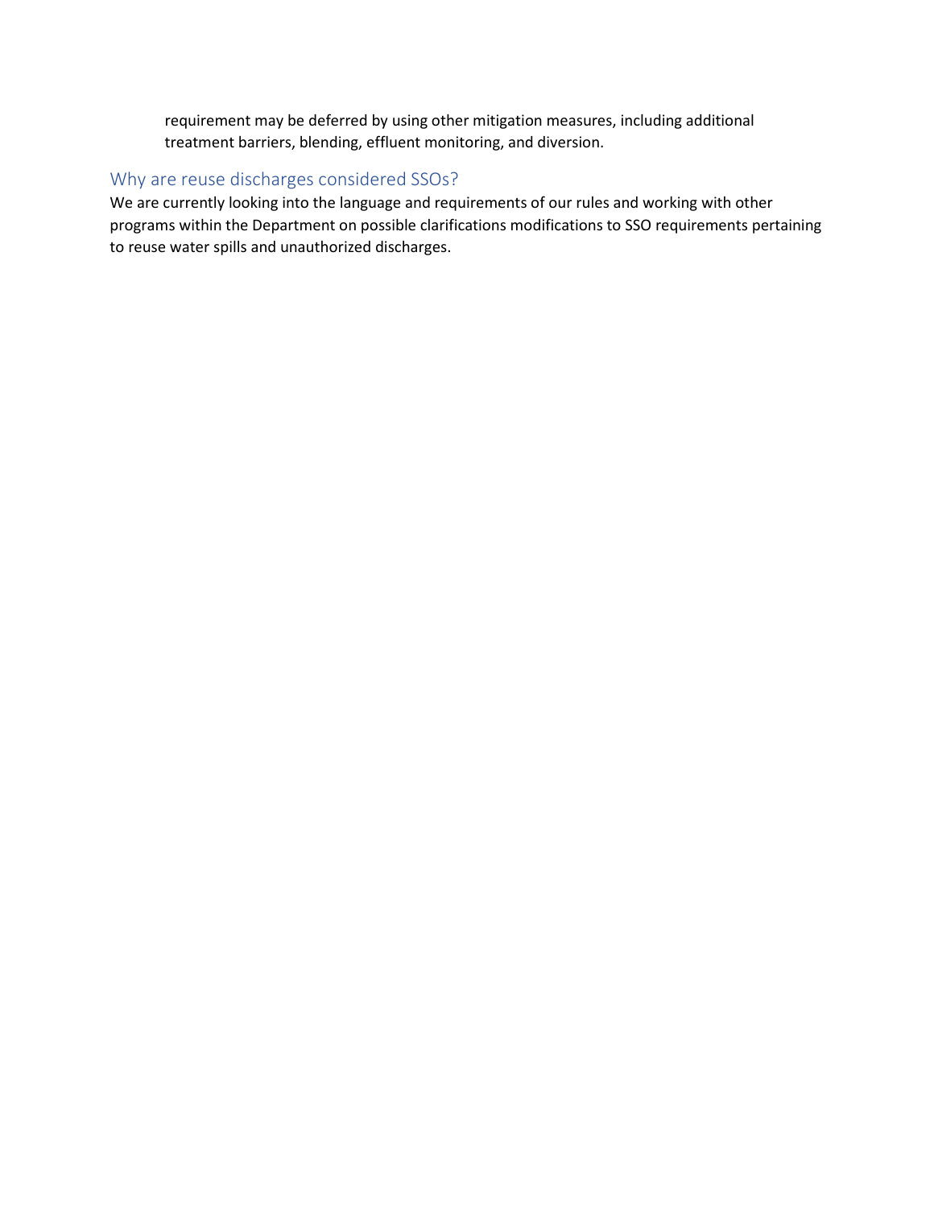requirement may be deferred by using other mitigation measures, including additional treatment barriers, blending, effluent monitoring, and diversion.

## Why are reuse discharges considered SSOs?

We are currently looking into the language and requirements of our rules and working with other programs within the Department on possible clarifications modifications to SSO requirements pertaining to reuse water spills and unauthorized discharges.